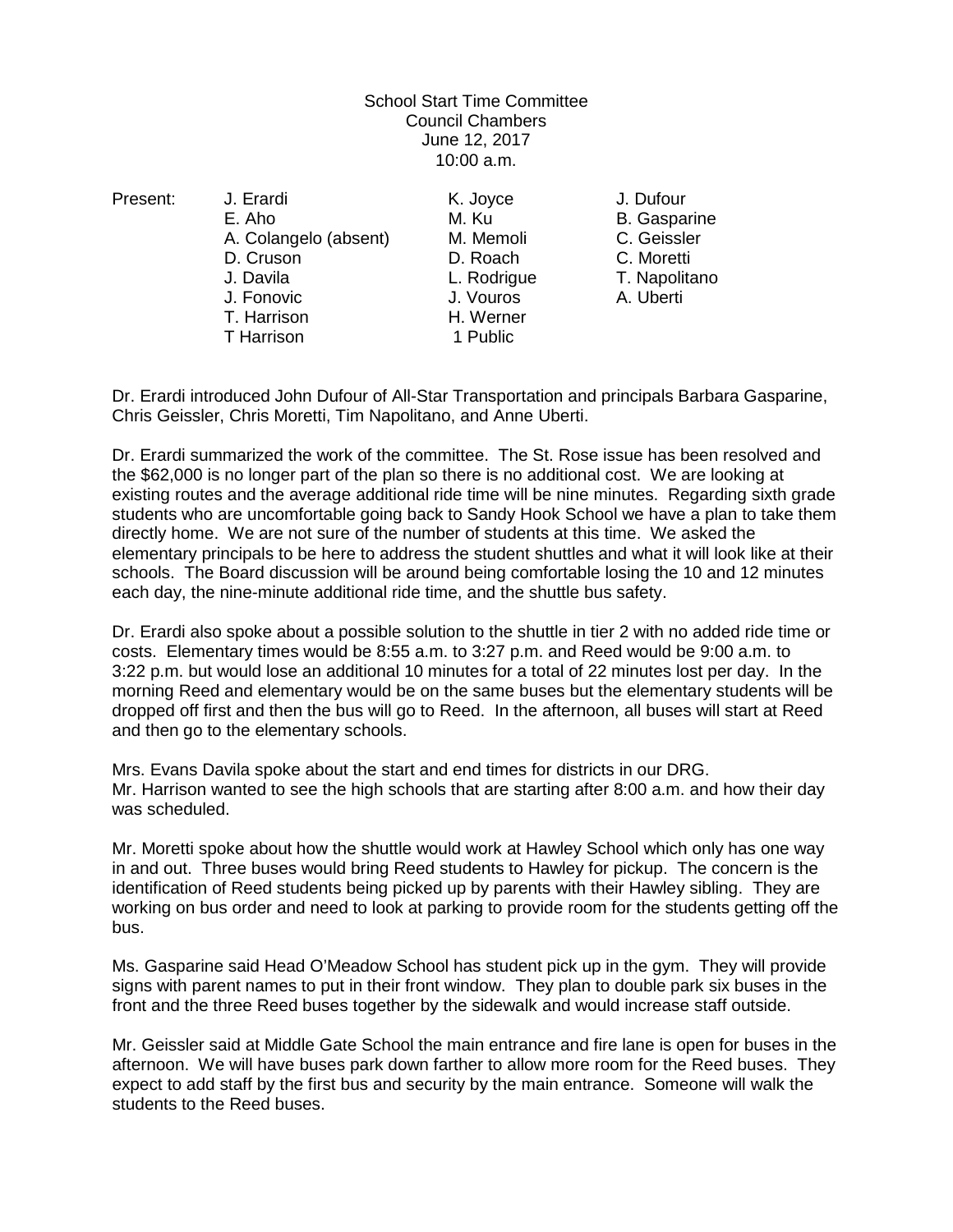School Start Time Committee
Council Chambers
June 12, 2017
10:00 a.m.

| Present: | | | |
|---|---|---|---|
| | J. Erardi | K. Joyce | J. Dufour |
| | E. Aho | M. Ku | B. Gasparine |
| | A. Colangelo (absent) | M. Memoli | C. Geissler |
| | D. Cruson | D. Roach | C. Moretti |
| | J. Davila | L. Rodrigue | T. Napolitano |
| | J. Fonovic | J. Vouros | A. Uberti |
| | T. Harrison | H. Werner | |
| | T Harrison | 1 Public | |

Dr. Erardi introduced John Dufour of All-Star Transportation and principals Barbara Gasparine, Chris Geissler, Chris Moretti, Tim Napolitano, and Anne Uberti.

Dr. Erardi summarized the work of the committee. The St. Rose issue has been resolved and the $62,000 is no longer part of the plan so there is no additional cost. We are looking at existing routes and the average additional ride time will be nine minutes. Regarding sixth grade students who are uncomfortable going back to Sandy Hook School we have a plan to take them directly home. We are not sure of the number of students at this time. We asked the elementary principals to be here to address the student shuttles and what it will look like at their schools. The Board discussion will be around being comfortable losing the 10 and 12 minutes each day, the nine-minute additional ride time, and the shuttle bus safety.

Dr. Erardi also spoke about a possible solution to the shuttle in tier 2 with no added ride time or costs. Elementary times would be 8:55 a.m. to 3:27 p.m. and Reed would be 9:00 a.m. to 3:22 p.m. but would lose an additional 10 minutes for a total of 22 minutes lost per day. In the morning Reed and elementary would be on the same buses but the elementary students will be dropped off first and then the bus will go to Reed. In the afternoon, all buses will start at Reed and then go to the elementary schools.

Mrs. Evans Davila spoke about the start and end times for districts in our DRG.
Mr. Harrison wanted to see the high schools that are starting after 8:00 a.m. and how their day was scheduled.

Mr. Moretti spoke about how the shuttle would work at Hawley School which only has one way in and out. Three buses would bring Reed students to Hawley for pickup. The concern is the identification of Reed students being picked up by parents with their Hawley sibling. They are working on bus order and need to look at parking to provide room for the students getting off the bus.

Ms. Gasparine said Head O'Meadow School has student pick up in the gym. They will provide signs with parent names to put in their front window. They plan to double park six buses in the front and the three Reed buses together by the sidewalk and would increase staff outside.

Mr. Geissler said at Middle Gate School the main entrance and fire lane is open for buses in the afternoon. We will have buses park down farther to allow more room for the Reed buses. They expect to add staff by the first bus and security by the main entrance. Someone will walk the students to the Reed buses.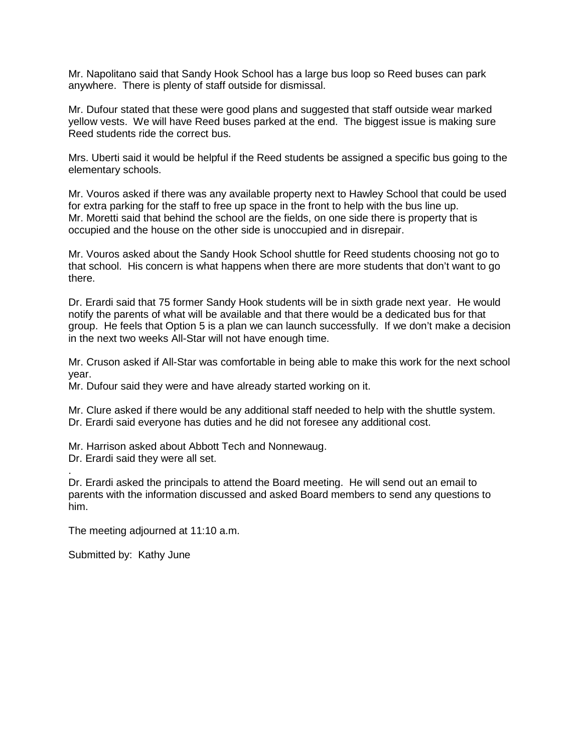Mr. Napolitano said that Sandy Hook School has a large bus loop so Reed buses can park anywhere. There is plenty of staff outside for dismissal.

Mr. Dufour stated that these were good plans and suggested that staff outside wear marked yellow vests. We will have Reed buses parked at the end. The biggest issue is making sure Reed students ride the correct bus.

Mrs. Uberti said it would be helpful if the Reed students be assigned a specific bus going to the elementary schools.

Mr. Vouros asked if there was any available property next to Hawley School that could be used for extra parking for the staff to free up space in the front to help with the bus line up.
Mr. Moretti said that behind the school are the fields, on one side there is property that is occupied and the house on the other side is unoccupied and in disrepair.

Mr. Vouros asked about the Sandy Hook School shuttle for Reed students choosing not go to that school. His concern is what happens when there are more students that don't want to go there.

Dr. Erardi said that 75 former Sandy Hook students will be in sixth grade next year. He would notify the parents of what will be available and that there would be a dedicated bus for that group. He feels that Option 5 is a plan we can launch successfully. If we don't make a decision in the next two weeks All-Star will not have enough time.

Mr. Cruson asked if All-Star was comfortable in being able to make this work for the next school year.
Mr. Dufour said they were and have already started working on it.

Mr. Clure asked if there would be any additional staff needed to help with the shuttle system.
Dr. Erardi said everyone has duties and he did not foresee any additional cost.

Mr. Harrison asked about Abbott Tech and Nonnewaug.
Dr. Erardi said they were all set.

.
Dr. Erardi asked the principals to attend the Board meeting. He will send out an email to parents with the information discussed and asked Board members to send any questions to him.

The meeting adjourned at 11:10 a.m.

Submitted by: Kathy June